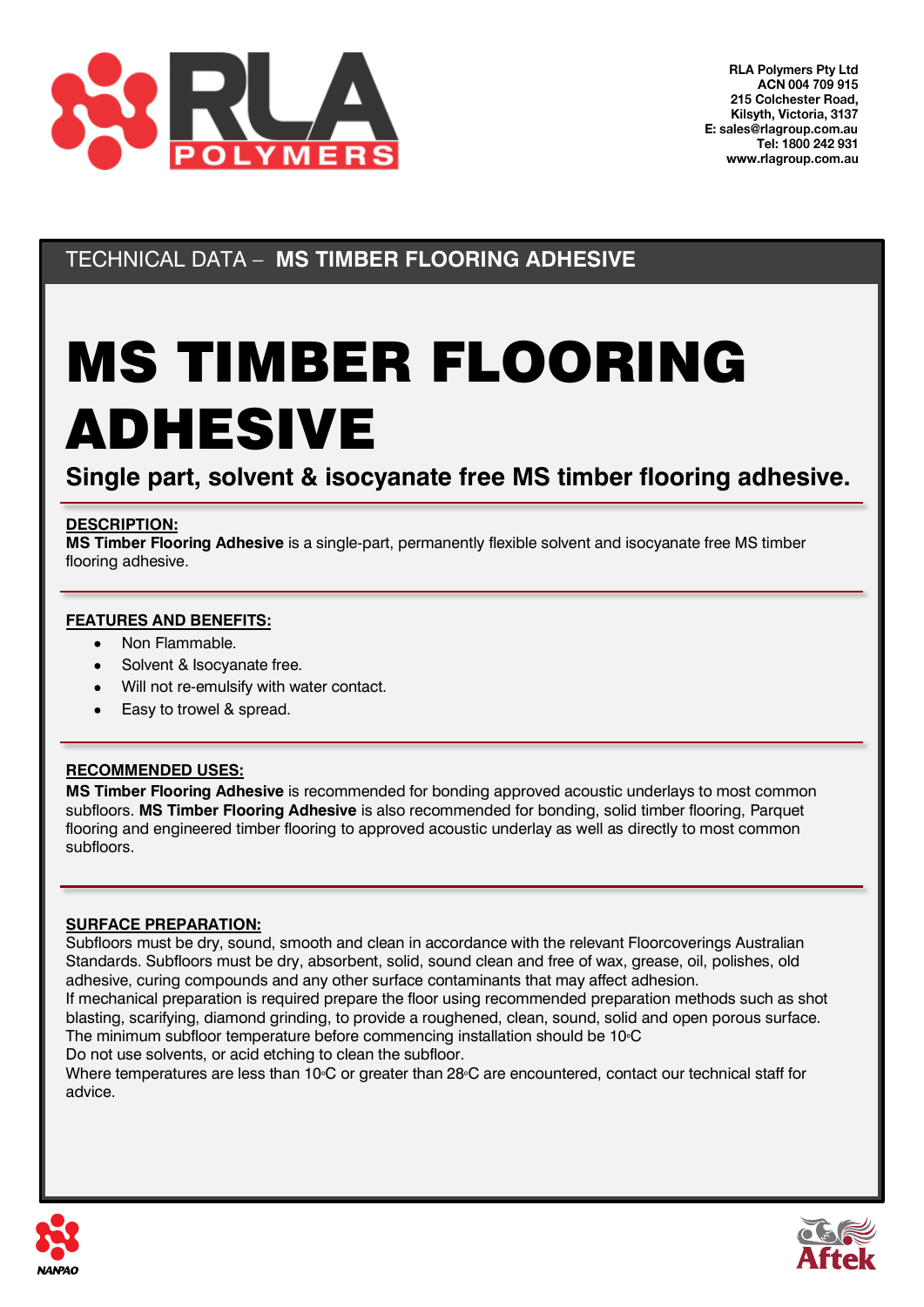RLA Polymers Pty Ltd
ACN 004 709 915
215 Colchester Road,
Kilsyth, Victoria, 3137
E: sales@rlagroup.com.au
Tel: 1800 242 931
www.rlagroup.com.au

TECHNICAL DATA – **MS TIMBER FLOORING ADHESIVE**

# MS TIMBER FLOORING ADHESIVE

## Single part, solvent & isocyanate free MS timber flooring adhesive.

**DESCRIPTION:**

**MS Timber Flooring Adhesive** is a single-part, permanently flexible solvent and isocyanate free MS timber flooring adhesive.

**FEATURES AND BENEFITS:**

- Non Flammable.
- Solvent & Isocyanate free.
- Will not re-emulsify with water contact.
- Easy to trowel & spread.

**RECOMMENDED USES:**

**MS Timber Flooring Adhesive** is recommended for bonding approved acoustic underlays to most common subfloors. **MS Timber Flooring Adhesive** is also recommended for bonding, solid timber flooring, Parquet flooring and engineered timber flooring to approved acoustic underlay as well as directly to most common subfloors.

**SURFACE PREPARATION:**

Subfloors must be dry, sound, smooth and clean in accordance with the relevant Floorcoverings Australian Standards. Subfloors must be dry, absorbent, solid, sound clean and free of wax, grease, oil, polishes, old adhesive, curing compounds and any other surface contaminants that may affect adhesion.
If mechanical preparation is required prepare the floor using recommended preparation methods such as shot blasting, scarifying, diamond grinding, to provide a roughened, clean, sound, solid and open porous surface.
The minimum subfloor temperature before commencing installation should be 10°C
Do not use solvents, or acid etching to clean the subfloor.
Where temperatures are less than 10°C or greater than 28°C are encountered, contact our technical staff for advice.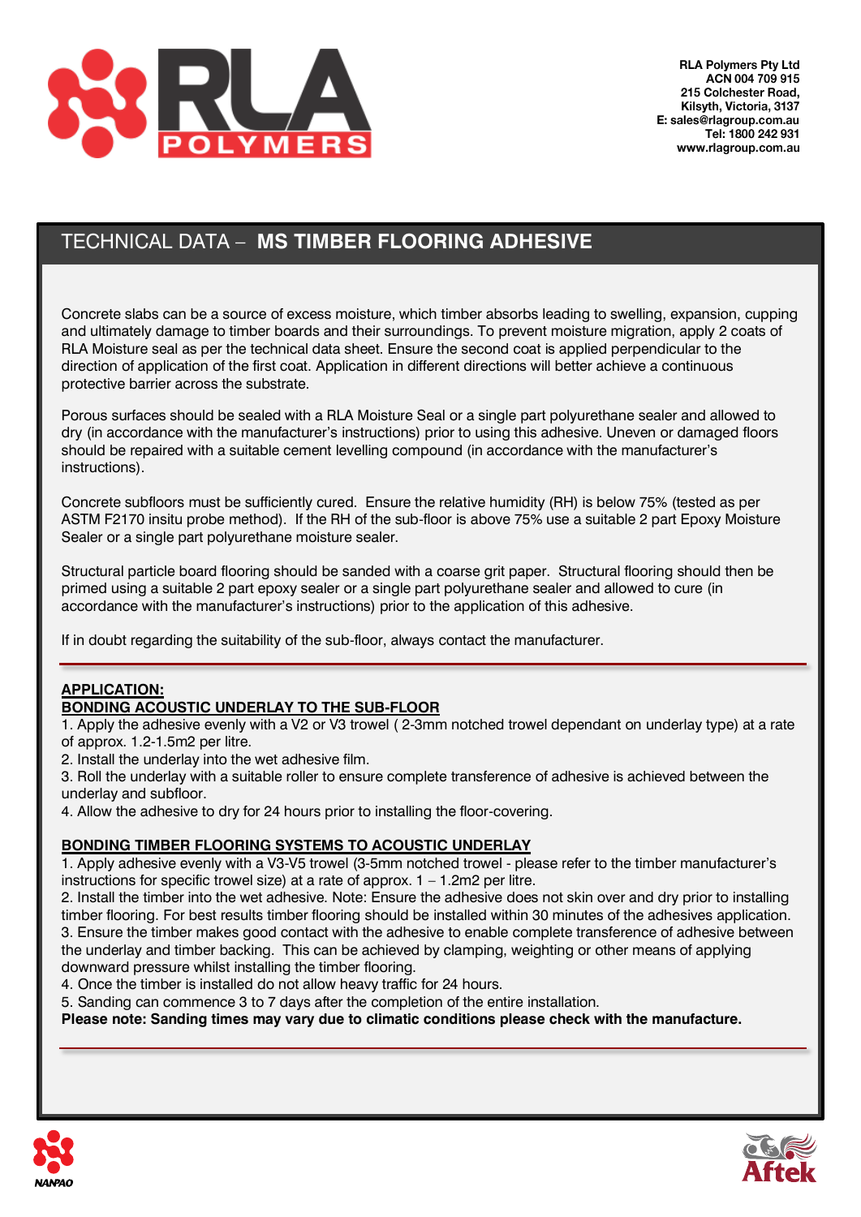RLA Polymers Pty Ltd
ACN 004 709 915
215 Colchester Road,
Kilsyth, Victoria, 3137
E: sales@rlagroup.com.au
Tel: 1800 242 931
www.rlagroup.com.au

# TECHNICAL DATA – MS TIMBER FLOORING ADHESIVE

Concrete slabs can be a source of excess moisture, which timber absorbs leading to swelling, expansion, cupping and ultimately damage to timber boards and their surroundings. To prevent moisture migration, apply 2 coats of RLA Moisture seal as per the technical data sheet. Ensure the second coat is applied perpendicular to the direction of application of the first coat. Application in different directions will better achieve a continuous protective barrier across the substrate.

Porous surfaces should be sealed with a RLA Moisture Seal or a single part polyurethane sealer and allowed to dry (in accordance with the manufacturer's instructions) prior to using this adhesive. Uneven or damaged floors should be repaired with a suitable cement levelling compound (in accordance with the manufacturer's instructions).

Concrete subfloors must be sufficiently cured. Ensure the relative humidity (RH) is below 75% (tested as per ASTM F2170 insitu probe method). If the RH of the sub-floor is above 75% use a suitable 2 part Epoxy Moisture Sealer or a single part polyurethane moisture sealer.

Structural particle board flooring should be sanded with a coarse grit paper. Structural flooring should then be primed using a suitable 2 part epoxy sealer or a single part polyurethane sealer and allowed to cure (in accordance with the manufacturer's instructions) prior to the application of this adhesive.

If in doubt regarding the suitability of the sub-floor, always contact the manufacturer.

---

## APPLICATION:

### BONDING ACOUSTIC UNDERLAY TO THE SUB-FLOOR

1. Apply the adhesive evenly with a V2 or V3 trowel ( 2-3mm notched trowel dependant on underlay type) at a rate of approx. 1.2-1.5m2 per litre.
2. Install the underlay into the wet adhesive film.
3. Roll the underlay with a suitable roller to ensure complete transference of adhesive is achieved between the underlay and subfloor.
4. Allow the adhesive to dry for 24 hours prior to installing the floor-covering.

### BONDING TIMBER FLOORING SYSTEMS TO ACOUSTIC UNDERLAY

1. Apply adhesive evenly with a V3-V5 trowel (3-5mm notched trowel - please refer to the timber manufacturer's instructions for specific trowel size) at a rate of approx. 1 – 1.2m2 per litre.
2. Install the timber into the wet adhesive. Note: Ensure the adhesive does not skin over and dry prior to installing timber flooring. For best results timber flooring should be installed within 30 minutes of the adhesives application.
3. Ensure the timber makes good contact with the adhesive to enable complete transference of adhesive between the underlay and timber backing. This can be achieved by clamping, weighting or other means of applying downward pressure whilst installing the timber flooring.
4. Once the timber is installed do not allow heavy traffic for 24 hours.
5. Sanding can commence 3 to 7 days after the completion of the entire installation.

**Please note: Sanding times may vary due to climatic conditions please check with the manufacture.**

---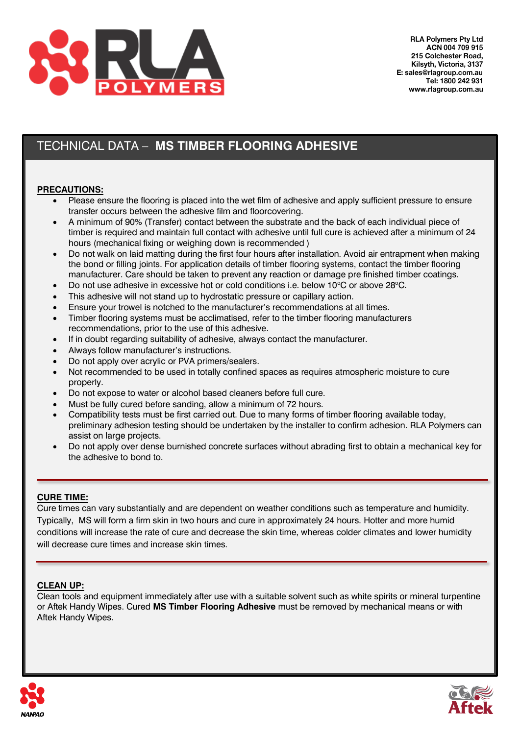RLA Polymers Pty Ltd
ACN 004 709 915
215 Colchester Road,
Kilsyth, Victoria, 3137
E: sales@rlagroup.com.au
Tel: 1800 242 931
www.rlagroup.com.au

# TECHNICAL DATA – MS TIMBER FLOORING ADHESIVE

## PRECAUTIONS:

- Please ensure the flooring is placed into the wet film of adhesive and apply sufficient pressure to ensure transfer occurs between the adhesive film and floorcovering.
- A minimum of 90% (Transfer) contact between the substrate and the back of each individual piece of timber is required and maintain full contact with adhesive until full cure is achieved after a minimum of 24 hours (mechanical fixing or weighing down is recommended )
- Do not walk on laid matting during the first four hours after installation. Avoid air entrapment when making the bond or filling joints. For application details of timber flooring systems, contact the timber flooring manufacturer. Care should be taken to prevent any reaction or damage pre finished timber coatings.
- Do not use adhesive in excessive hot or cold conditions i.e. below 10°C or above 28°C.
- This adhesive will not stand up to hydrostatic pressure or capillary action.
- Ensure your trowel is notched to the manufacturer's recommendations at all times.
- Timber flooring systems must be acclimatised, refer to the timber flooring manufacturers recommendations, prior to the use of this adhesive.
- If in doubt regarding suitability of adhesive, always contact the manufacturer.
- Always follow manufacturer's instructions.
- Do not apply over acrylic or PVA primers/sealers.
- Not recommended to be used in totally confined spaces as requires atmospheric moisture to cure properly.
- Do not expose to water or alcohol based cleaners before full cure.
- Must be fully cured before sanding, allow a minimum of 72 hours.
- Compatibility tests must be first carried out. Due to many forms of timber flooring available today, preliminary adhesion testing should be undertaken by the installer to confirm adhesion. RLA Polymers can assist on large projects.
- Do not apply over dense burnished concrete surfaces without abrading first to obtain a mechanical key for the adhesive to bond to.

## CURE TIME:

Cure times can vary substantially and are dependent on weather conditions such as temperature and humidity. Typically, MS will form a firm skin in two hours and cure in approximately 24 hours. Hotter and more humid conditions will increase the rate of cure and decrease the skin time, whereas colder climates and lower humidity will decrease cure times and increase skin times.

## CLEAN UP:

Clean tools and equipment immediately after use with a suitable solvent such as white spirits or mineral turpentine or Aftek Handy Wipes. Cured **MS Timber Flooring Adhesive** must be removed by mechanical means or with Aftek Handy Wipes.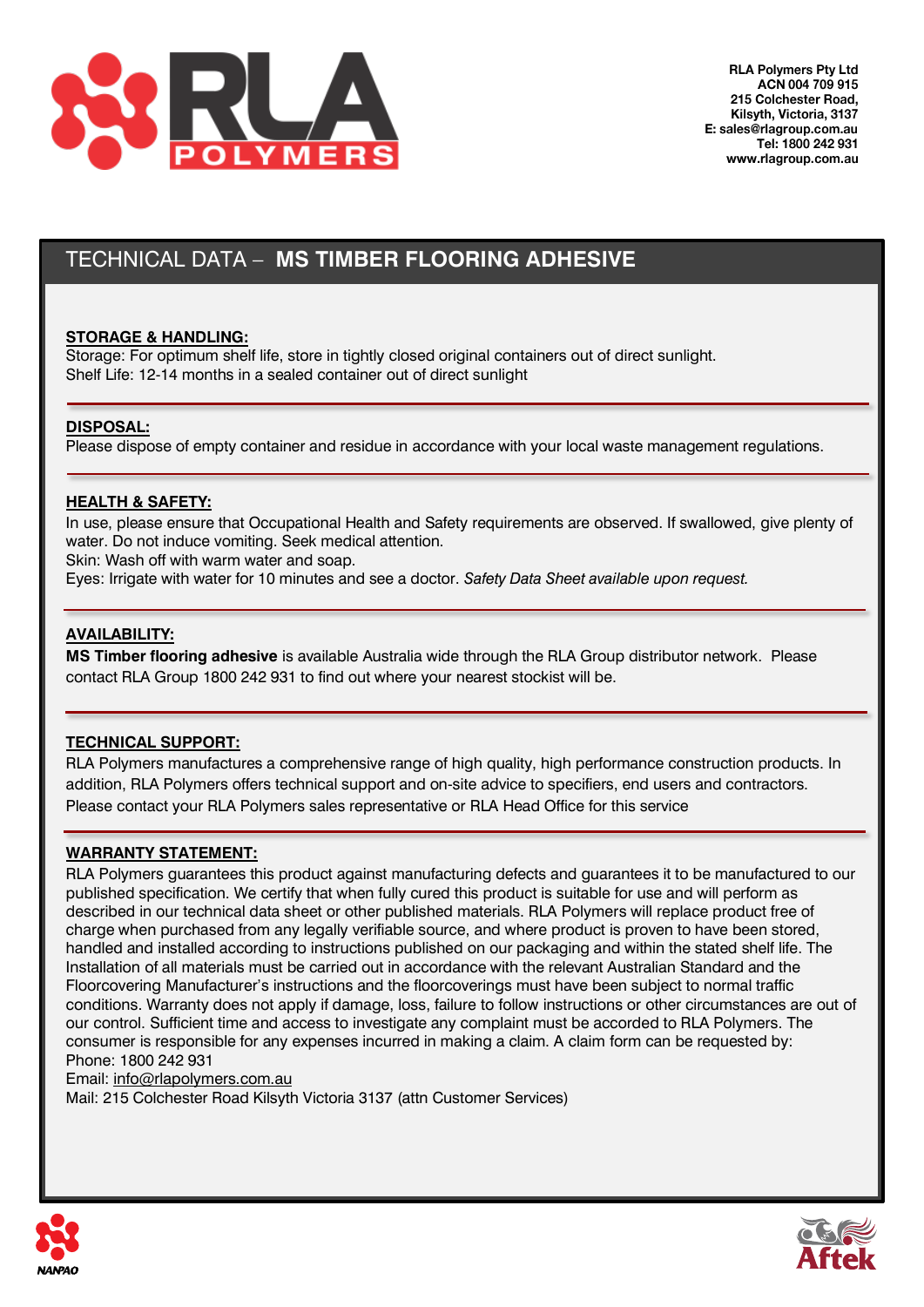RLA Polymers Pty Ltd
ACN 004 709 915
215 Colchester Road,
Kilsyth, Victoria, 3137
E: sales@rlagroup.com.au
Tel: 1800 242 931
www.rlagroup.com.au

# TECHNICAL DATA – **MS TIMBER FLOORING ADHESIVE**

## STORAGE & HANDLING:

Storage: For optimum shelf life, store in tightly closed original containers out of direct sunlight.
Shelf Life: 12-14 months in a sealed container out of direct sunlight

## DISPOSAL:

Please dispose of empty container and residue in accordance with your local waste management regulations.

## HEALTH & SAFETY:

In use, please ensure that Occupational Health and Safety requirements are observed. If swallowed, give plenty of water. Do not induce vomiting. Seek medical attention.
Skin: Wash off with warm water and soap.
Eyes: Irrigate with water for 10 minutes and see a doctor. *Safety Data Sheet available upon request.*

## AVAILABILITY:

**MS Timber flooring adhesive** is available Australia wide through the RLA Group distributor network. Please contact RLA Group 1800 242 931 to find out where your nearest stockist will be.

## TECHNICAL SUPPORT:

RLA Polymers manufactures a comprehensive range of high quality, high performance construction products. In addition, RLA Polymers offers technical support and on-site advice to specifiers, end users and contractors. Please contact your RLA Polymers sales representative or RLA Head Office for this service

## WARRANTY STATEMENT:

RLA Polymers guarantees this product against manufacturing defects and guarantees it to be manufactured to our published specification. We certify that when fully cured this product is suitable for use and will perform as described in our technical data sheet or other published materials. RLA Polymers will replace product free of charge when purchased from any legally verifiable source, and where product is proven to have been stored, handled and installed according to instructions published on our packaging and within the stated shelf life. The Installation of all materials must be carried out in accordance with the relevant Australian Standard and the Floorcovering Manufacturer's instructions and the floorcoverings must have been subject to normal traffic conditions. Warranty does not apply if damage, loss, failure to follow instructions or other circumstances are out of our control. Sufficient time and access to investigate any complaint must be accorded to RLA Polymers. The consumer is responsible for any expenses incurred in making a claim. A claim form can be requested by:
Phone: 1800 242 931
Email: info@rlapolymers.com.au
Mail: 215 Colchester Road Kilsyth Victoria 3137 (attn Customer Services)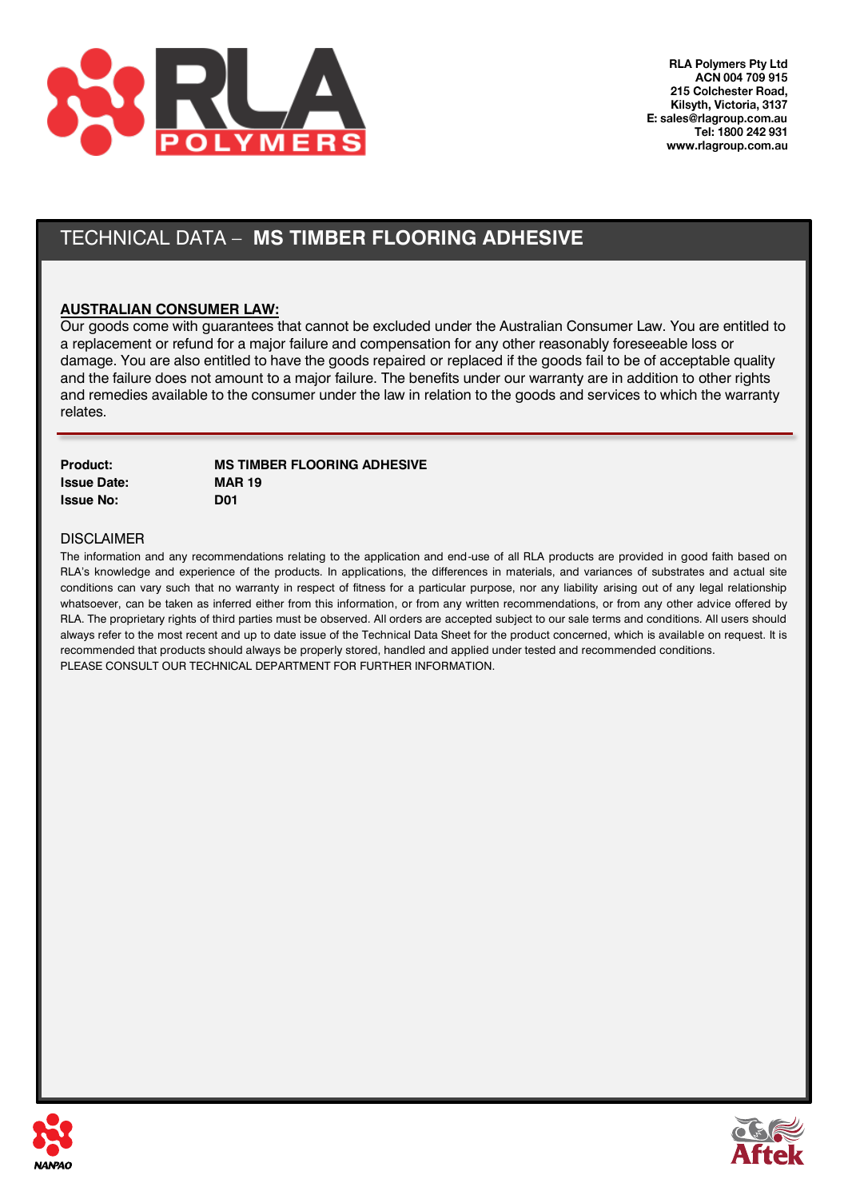RLA Polymers Pty Ltd
ACN 004 709 915
215 Colchester Road,
Kilsyth, Victoria, 3137
E: sales@rlagroup.com.au
Tel: 1800 242 931
www.rlagroup.com.au

# TECHNICAL DATA – **MS TIMBER FLOORING ADHESIVE**

**AUSTRALIAN CONSUMER LAW:**

Our goods come with guarantees that cannot be excluded under the Australian Consumer Law. You are entitled to a replacement or refund for a major failure and compensation for any other reasonably foreseeable loss or damage. You are also entitled to have the goods repaired or replaced if the goods fail to be of acceptable quality and the failure does not amount to a major failure. The benefits under our warranty are in addition to other rights and remedies available to the consumer under the law in relation to the goods and services to which the warranty relates.

| | |
|---|---|
| **Product:** | **MS TIMBER FLOORING ADHESIVE** |
| **Issue Date:** | **MAR 19** |
| **Issue No:** | **D01** |

DISCLAIMER

The information and any recommendations relating to the application and end-use of all RLA products are provided in good faith based on RLA's knowledge and experience of the products. In applications, the differences in materials, and variances of substrates and actual site conditions can vary such that no warranty in respect of fitness for a particular purpose, nor any liability arising out of any legal relationship whatsoever, can be taken as inferred either from this information, or from any written recommendations, or from any other advice offered by RLA. The proprietary rights of third parties must be observed. All orders are accepted subject to our sale terms and conditions. All users should always refer to the most recent and up to date issue of the Technical Data Sheet for the product concerned, which is available on request. It is recommended that products should always be properly stored, handled and applied under tested and recommended conditions.
PLEASE CONSULT OUR TECHNICAL DEPARTMENT FOR FURTHER INFORMATION.